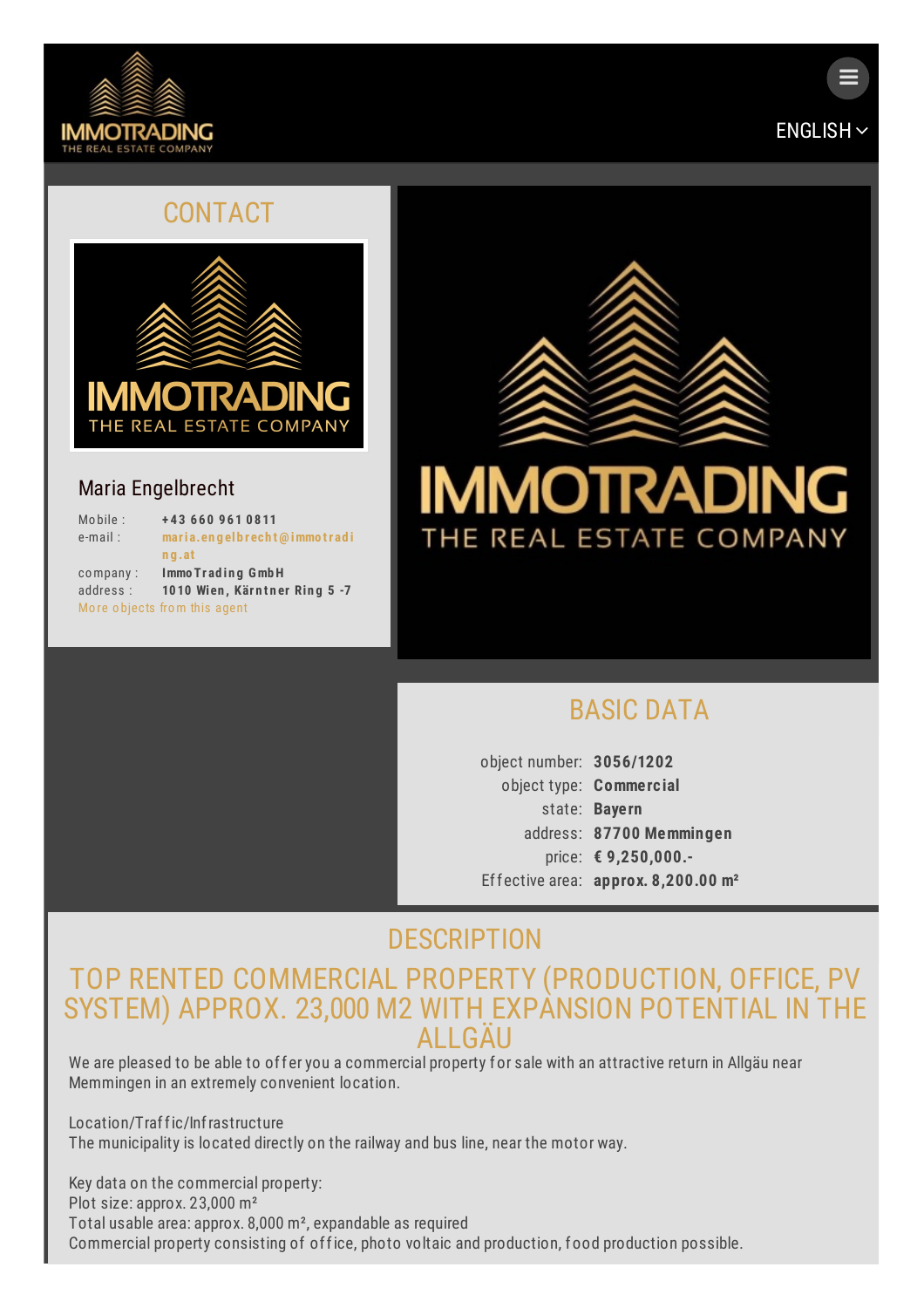IMMOTRADING
THE REAL ESTATE COMPANY

ENGLISH

## CONTACT

### Maria Engelbrecht

Mobile : **+43 660 961 0811**
e-mail : **maria.engelbrecht@immotrading.at**
company : **ImmoTrading GmbH**
address : **1010 Wien, Kärntner Ring 5 -7**
More objects from this agent

## BASIC DATA

| | |
|---|---|
| object number: | **3056/1202** |
| object type: | **Commercial** |
| state: | **Bayern** |
| address: | **87700 Memmingen** |
| price: | **€ 9,250,000.-** |
| Effective area: | **approx. 8,200.00 m²** |

## DESCRIPTION

## TOP RENTED COMMERCIAL PROPERTY (PRODUCTION, OFFICE, PV SYSTEM) APPROX. 23,000 M2 WITH EXPANSION POTENTIAL IN THE ALLGÄU

We are pleased to be able to offer you a commercial property for sale with an attractive return in Allgäu near Memmingen in an extremely convenient location.

Location/Traffic/Infrastructure
The municipality is located directly on the railway and bus line, near the motor way.

Key data on the commercial property:
Plot size: approx. 23,000 m²
Total usable area: approx. 8,000 m², expandable as required
Commercial property consisting of office, photo voltaic and production, food production possible.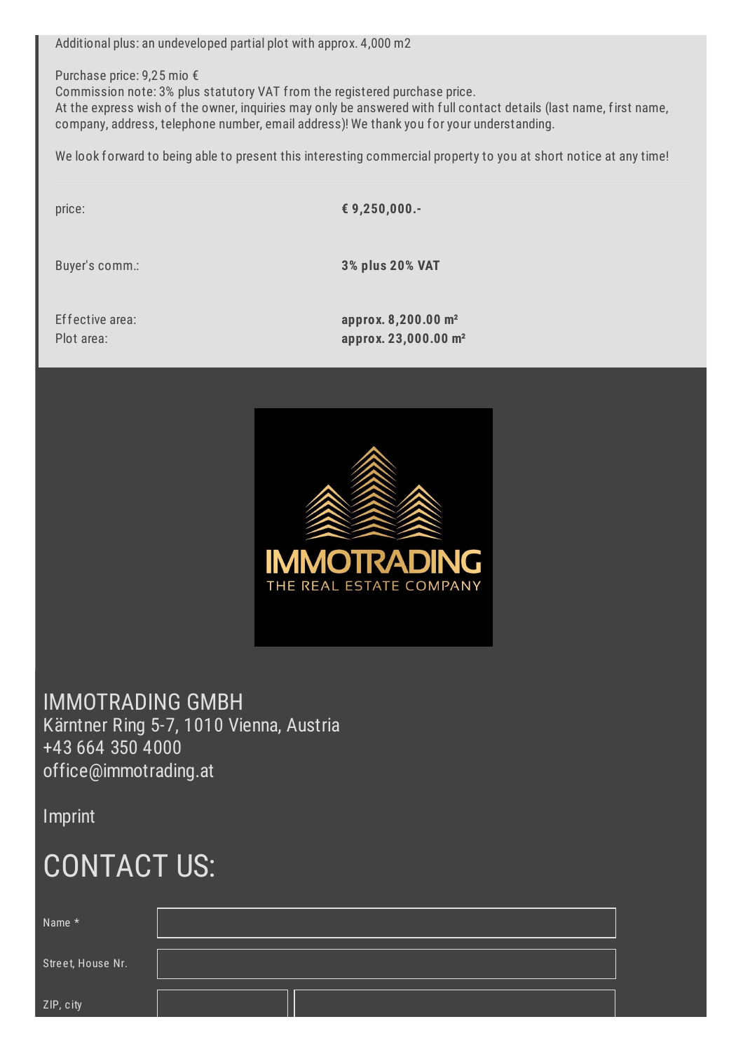Additional plus: an undeveloped partial plot with approx. 4,000 m2

Purchase price: 9,25 mio €
Commission note: 3% plus statutory VAT from the registered purchase price.
At the express wish of the owner, inquiries may only be answered with full contact details (last name, first name, company, address, telephone number, email address)! We thank you for your understanding.

We look forward to being able to present this interesting commercial property to you at short notice at any time!

| | |
|---|---|
| price: | **€ 9,250,000.-** |
| Buyer's comm.: | **3% plus 20% VAT** |
| Effective area: | **approx. 8,200.00 m²** |
| Plot area: | **approx. 23,000.00 m²** |

IMMOTRADING
THE REAL ESTATE COMPANY

IMMOTRADING GMBH
Kärntner Ring 5-7, 1010 Vienna, Austria
+43 664 350 4000
office@immotrading.at

Imprint

# CONTACT US:

Name *

Street, House Nr.

ZIP, city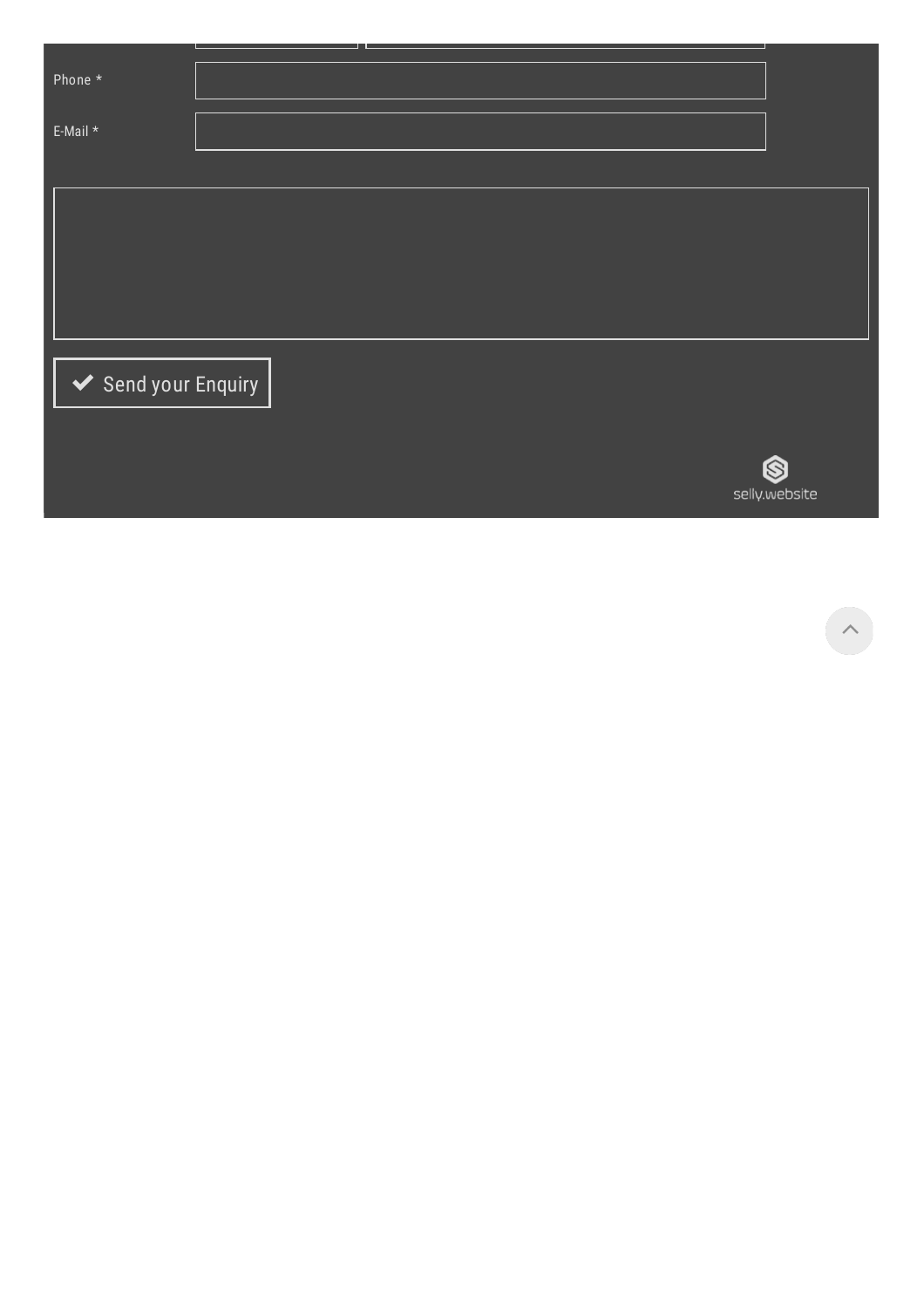Phone *

E-Mail *

Send your Enquiry

selly.website